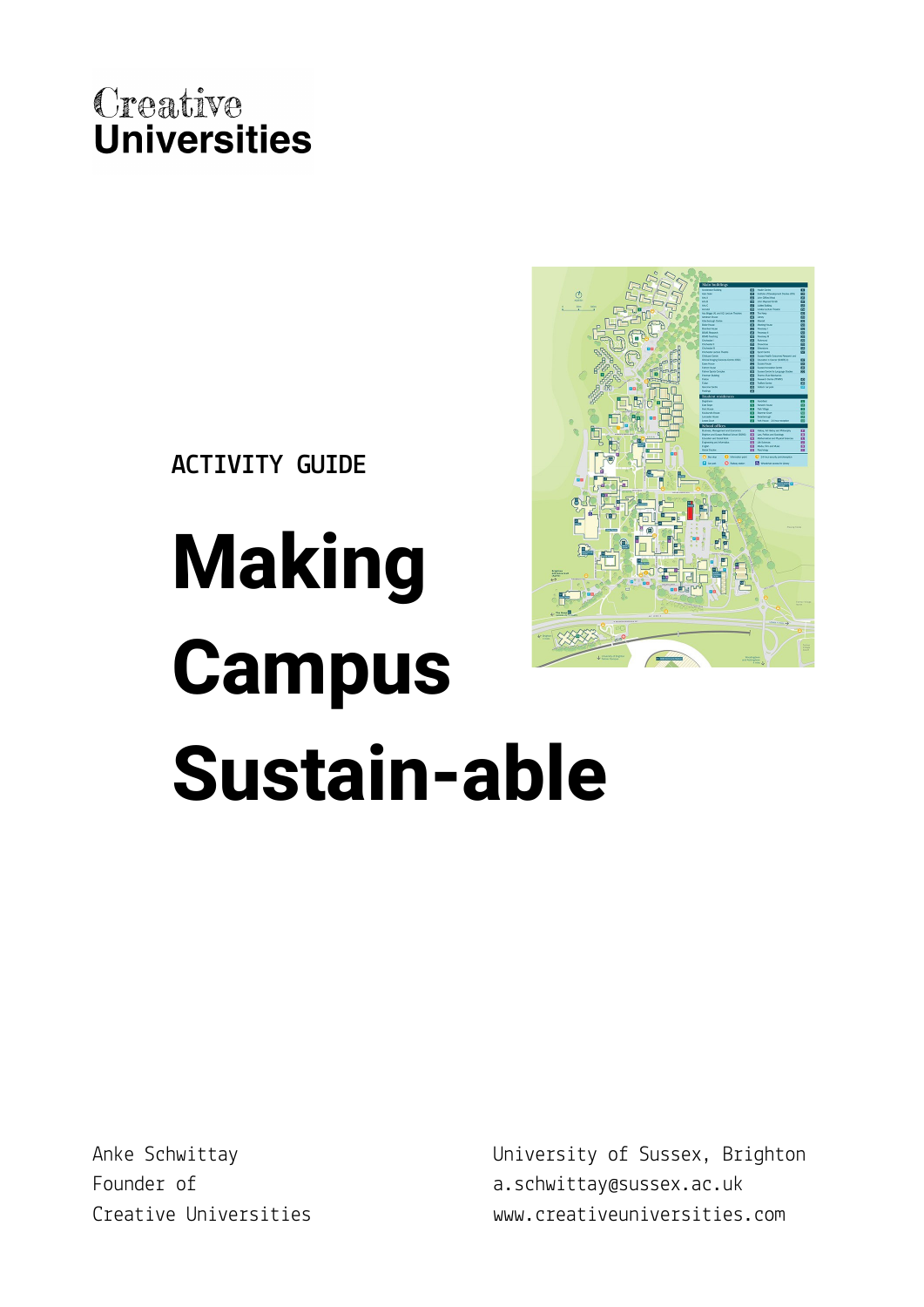Creative Universities

ACTIVITY GUIDE

# Making Campus Sustain-able

Anke Schwittay
Founder of
Creative Universities

University of Sussex, Brighton
a.schwittay@sussex.ac.uk
www.creativeuniversities.com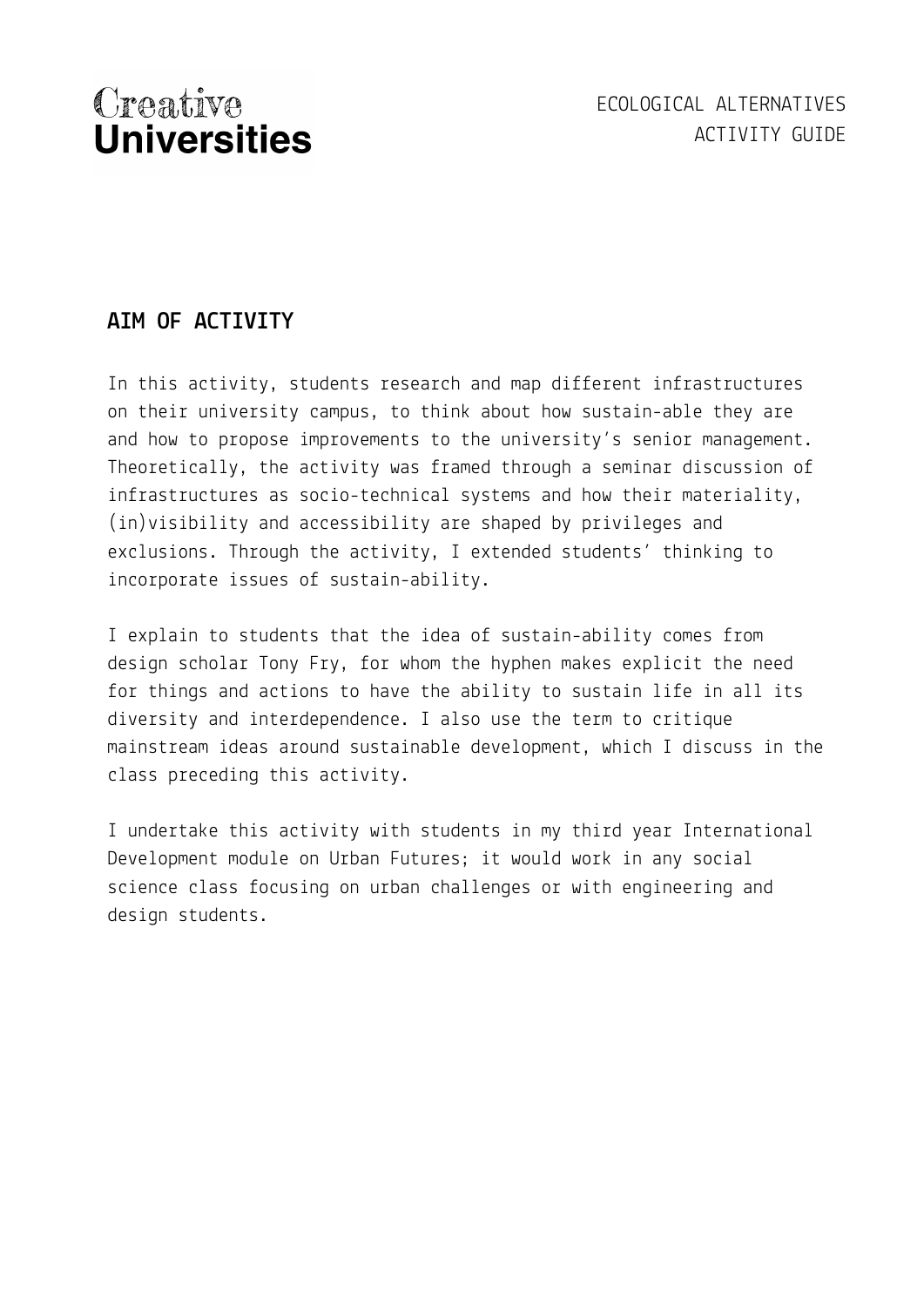## AIM OF ACTIVITY

In this activity, students research and map different infrastructures on their university campus, to think about how sustain-able they are and how to propose improvements to the university's senior management. Theoretically, the activity was framed through a seminar discussion of infrastructures as socio-technical systems and how their materiality, (in)visibility and accessibility are shaped by privileges and exclusions. Through the activity, I extended students' thinking to incorporate issues of sustain-ability.

I explain to students that the idea of sustain-ability comes from design scholar Tony Fry, for whom the hyphen makes explicit the need for things and actions to have the ability to sustain life in all its diversity and interdependence. I also use the term to critique mainstream ideas around sustainable development, which I discuss in the class preceding this activity.

I undertake this activity with students in my third year International Development module on Urban Futures; it would work in any social science class focusing on urban challenges or with engineering and design students.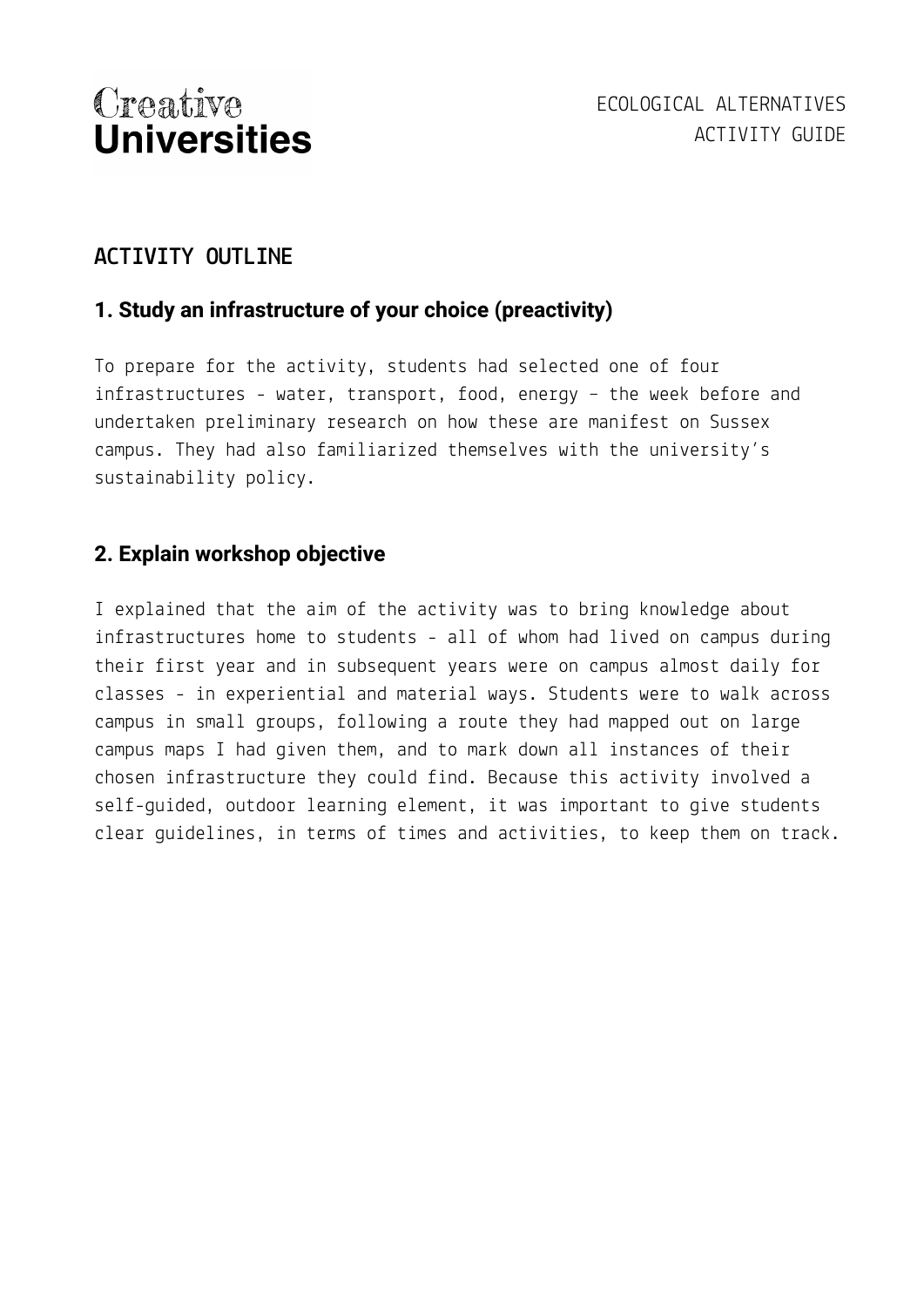## ACTIVITY OUTLINE

### 1. Study an infrastructure of your choice (preactivity)

To prepare for the activity, students had selected one of four infrastructures - water, transport, food, energy – the week before and undertaken preliminary research on how these are manifest on Sussex campus. They had also familiarized themselves with the university's sustainability policy.

### 2. Explain workshop objective

I explained that the aim of the activity was to bring knowledge about infrastructures home to students - all of whom had lived on campus during their first year and in subsequent years were on campus almost daily for classes - in experiential and material ways. Students were to walk across campus in small groups, following a route they had mapped out on large campus maps I had given them, and to mark down all instances of their chosen infrastructure they could find. Because this activity involved a self-guided, outdoor learning element, it was important to give students clear guidelines, in terms of times and activities, to keep them on track.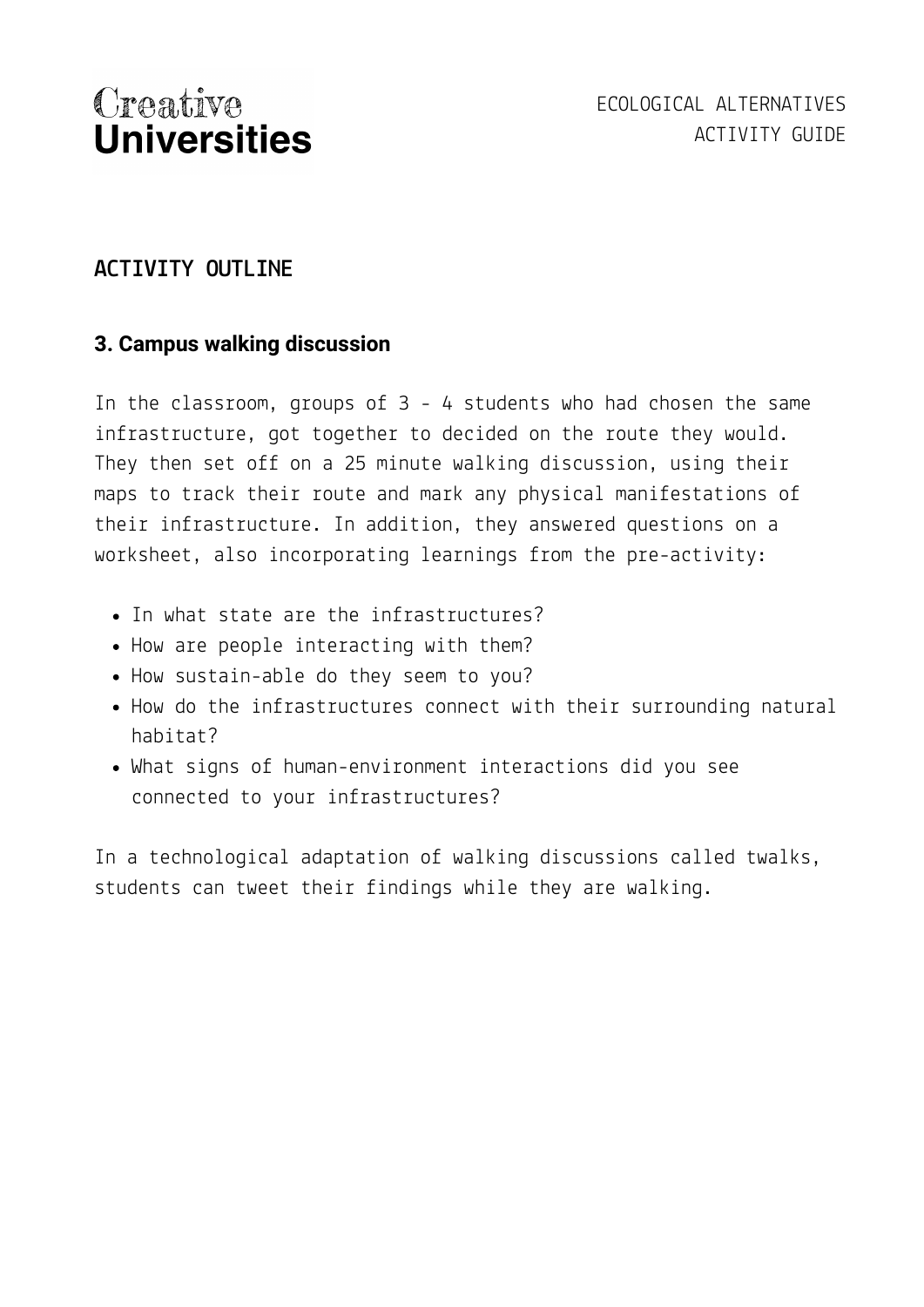## ACTIVITY OUTLINE

### 3. Campus walking discussion

In the classroom, groups of 3 - 4 students who had chosen the same infrastructure, got together to decided on the route they would. They then set off on a 25 minute walking discussion, using their maps to track their route and mark any physical manifestations of their infrastructure. In addition, they answered questions on a worksheet, also incorporating learnings from the pre-activity:

- In what state are the infrastructures?
- How are people interacting with them?
- How sustain-able do they seem to you?
- How do the infrastructures connect with their surrounding natural habitat?
- What signs of human-environment interactions did you see connected to your infrastructures?

In a technological adaptation of walking discussions called twalks, students can tweet their findings while they are walking.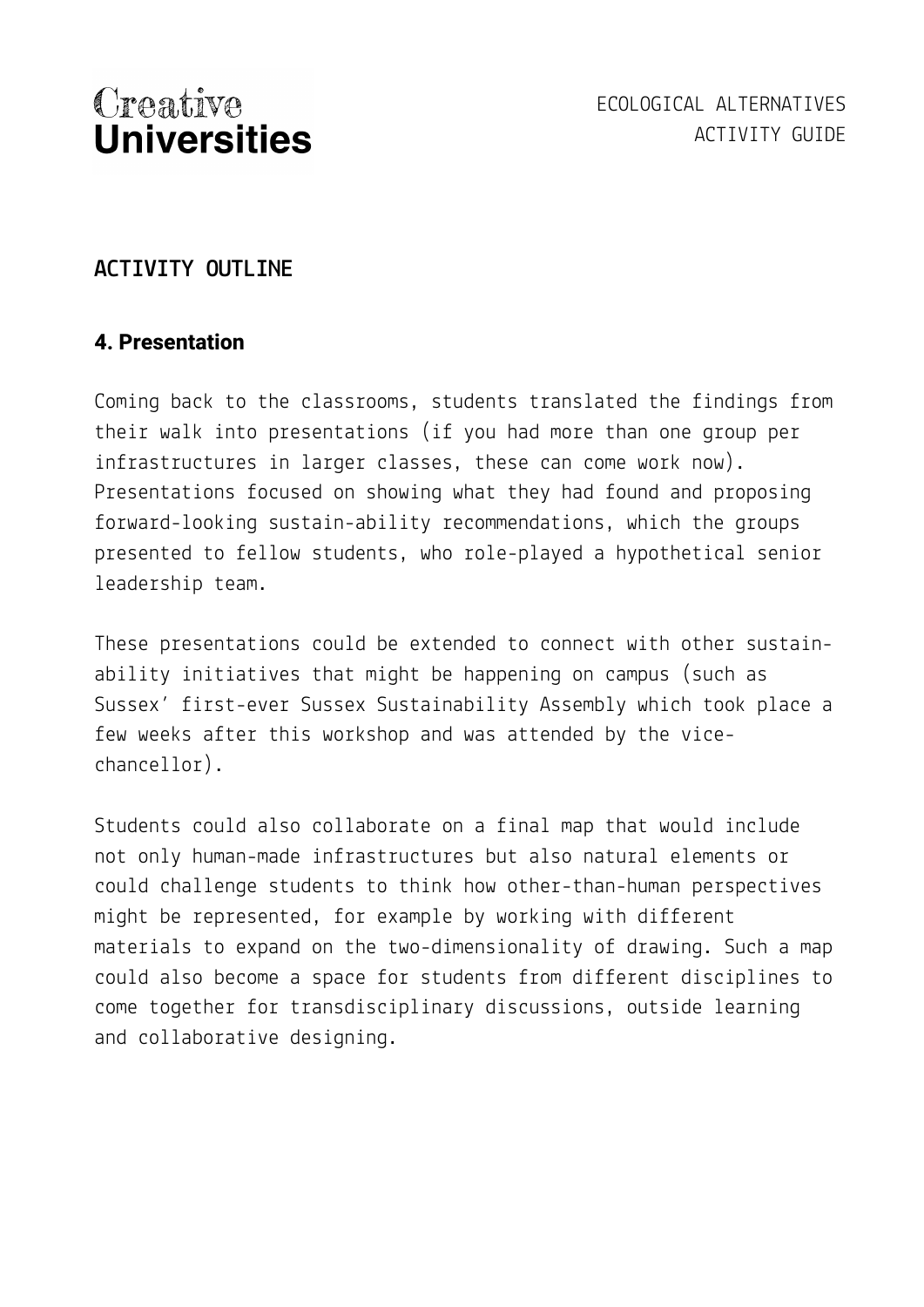## ACTIVITY OUTLINE

### 4. Presentation

Coming back to the classrooms, students translated the findings from their walk into presentations (if you had more than one group per infrastructures in larger classes, these can come work now). Presentations focused on showing what they had found and proposing forward-looking sustain-ability recommendations, which the groups presented to fellow students, who role-played a hypothetical senior leadership team.

These presentations could be extended to connect with other sustain-ability initiatives that might be happening on campus (such as Sussex' first-ever Sussex Sustainability Assembly which took place a few weeks after this workshop and was attended by the vice-chancellor).

Students could also collaborate on a final map that would include not only human-made infrastructures but also natural elements or could challenge students to think how other-than-human perspectives might be represented, for example by working with different materials to expand on the two-dimensionality of drawing. Such a map could also become a space for students from different disciplines to come together for transdisciplinary discussions, outside learning and collaborative designing.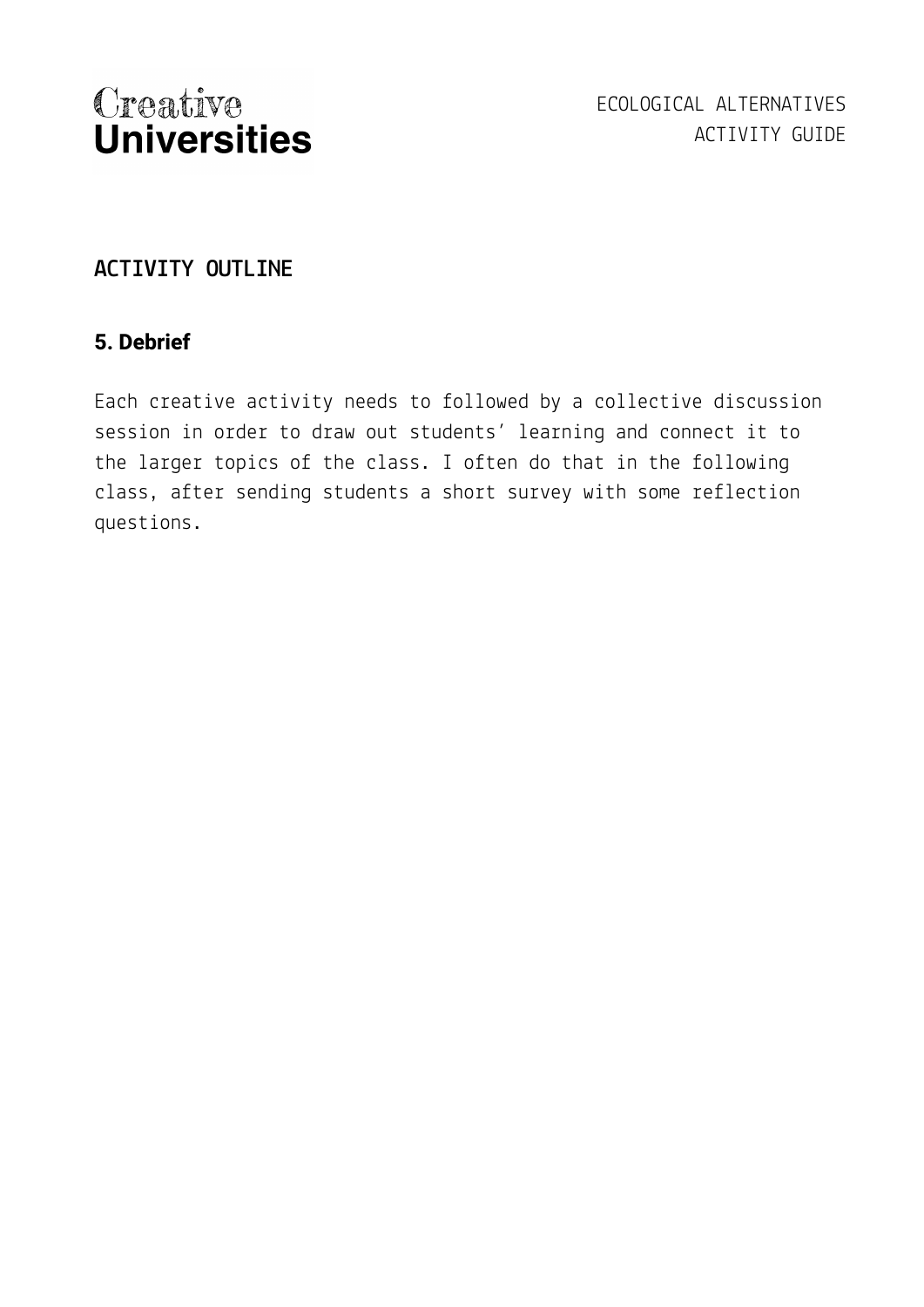## ACTIVITY OUTLINE

### 5. Debrief

Each creative activity needs to followed by a collective discussion session in order to draw out students' learning and connect it to the larger topics of the class. I often do that in the following class, after sending students a short survey with some reflection questions.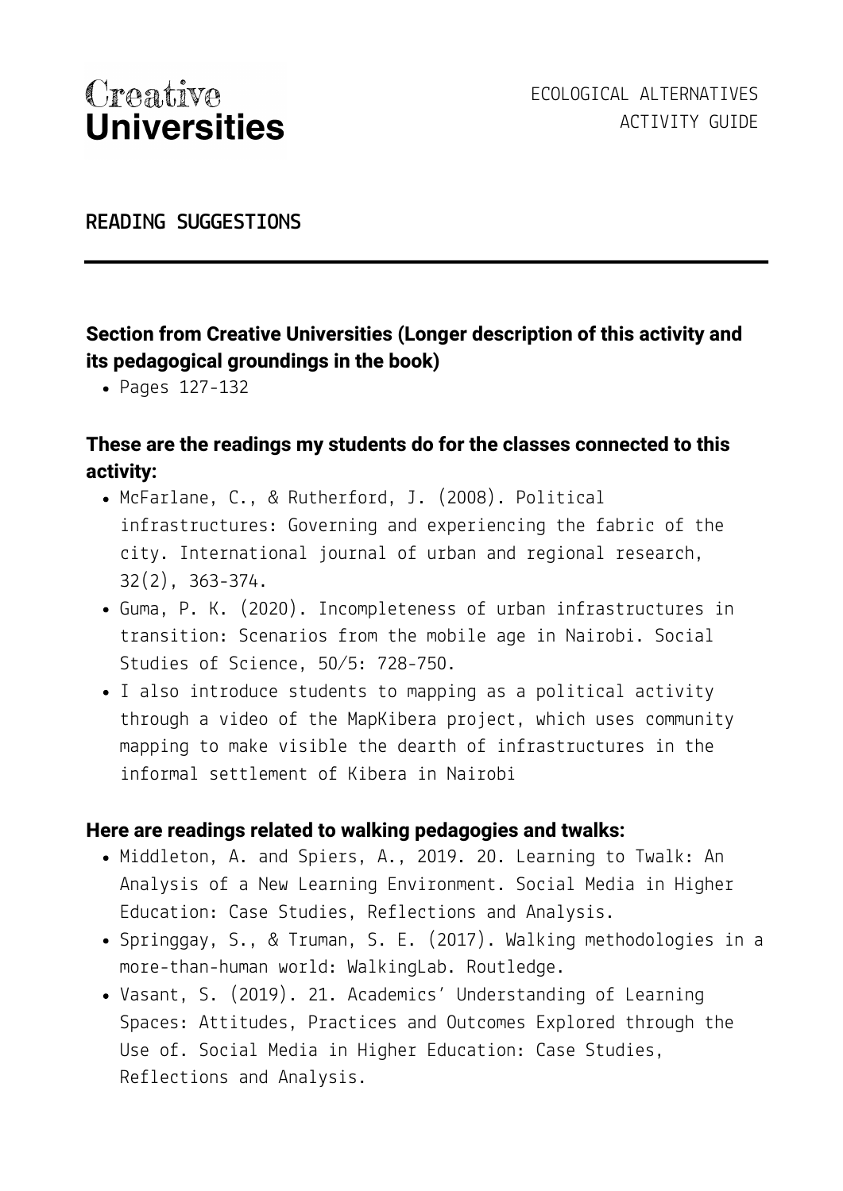## READING SUGGESTIONS

### Section from Creative Universities (Longer description of this activity and its pedagogical groundings in the book)

- Pages 127-132

### These are the readings my students do for the classes connected to this activity:

- McFarlane, C., & Rutherford, J. (2008). Political infrastructures: Governing and experiencing the fabric of the city. International journal of urban and regional research, 32(2), 363-374.
- Guma, P. K. (2020). Incompleteness of urban infrastructures in transition: Scenarios from the mobile age in Nairobi. Social Studies of Science, 50/5: 728-750.
- I also introduce students to mapping as a political activity through a video of the MapKibera project, which uses community mapping to make visible the dearth of infrastructures in the informal settlement of Kibera in Nairobi

### Here are readings related to walking pedagogies and twalks:

- Middleton, A. and Spiers, A., 2019. 20. Learning to Twalk: An Analysis of a New Learning Environment. Social Media in Higher Education: Case Studies, Reflections and Analysis.
- Springgay, S., & Truman, S. E. (2017). Walking methodologies in a more-than-human world: WalkingLab. Routledge.
- Vasant, S. (2019). 21. Academics' Understanding of Learning Spaces: Attitudes, Practices and Outcomes Explored through the Use of. Social Media in Higher Education: Case Studies, Reflections and Analysis.